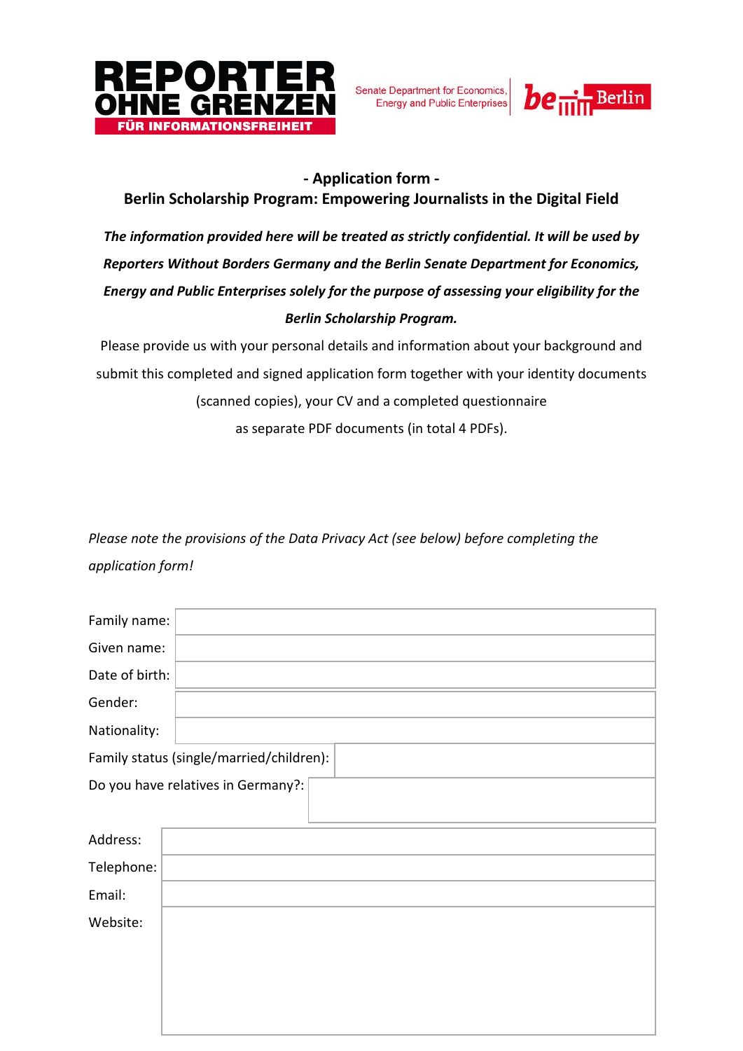REPORTER OHNE GRENZEN
FÜR INFORMATIONSFREIHEIT

Senate Department for Economics, Energy and Public Enterprises

be Berlin

## - Application form -
## Berlin Scholarship Program: Empowering Journalists in the Digital Field

***The information provided here will be treated as strictly confidential. It will be used by Reporters Without Borders Germany and the Berlin Senate Department for Economics, Energy and Public Enterprises solely for the purpose of assessing your eligibility for the Berlin Scholarship Program.***

Please provide us with your personal details and information about your background and submit this completed and signed application form together with your identity documents (scanned copies), your CV and a completed questionnaire as separate PDF documents (in total 4 PDFs).

*Please note the provisions of the Data Privacy Act (see below) before completing the application form!*

| | |
|---|---|
| Family name: | |
| Given name: | |
| Date of birth: | |
| Gender: | |
| Nationality: | |
| Family status (single/married/children): | |
| Do you have relatives in Germany?: | |

| | |
|---|---|
| Address: | |
| Telephone: | |
| Email: | |
| Website: | |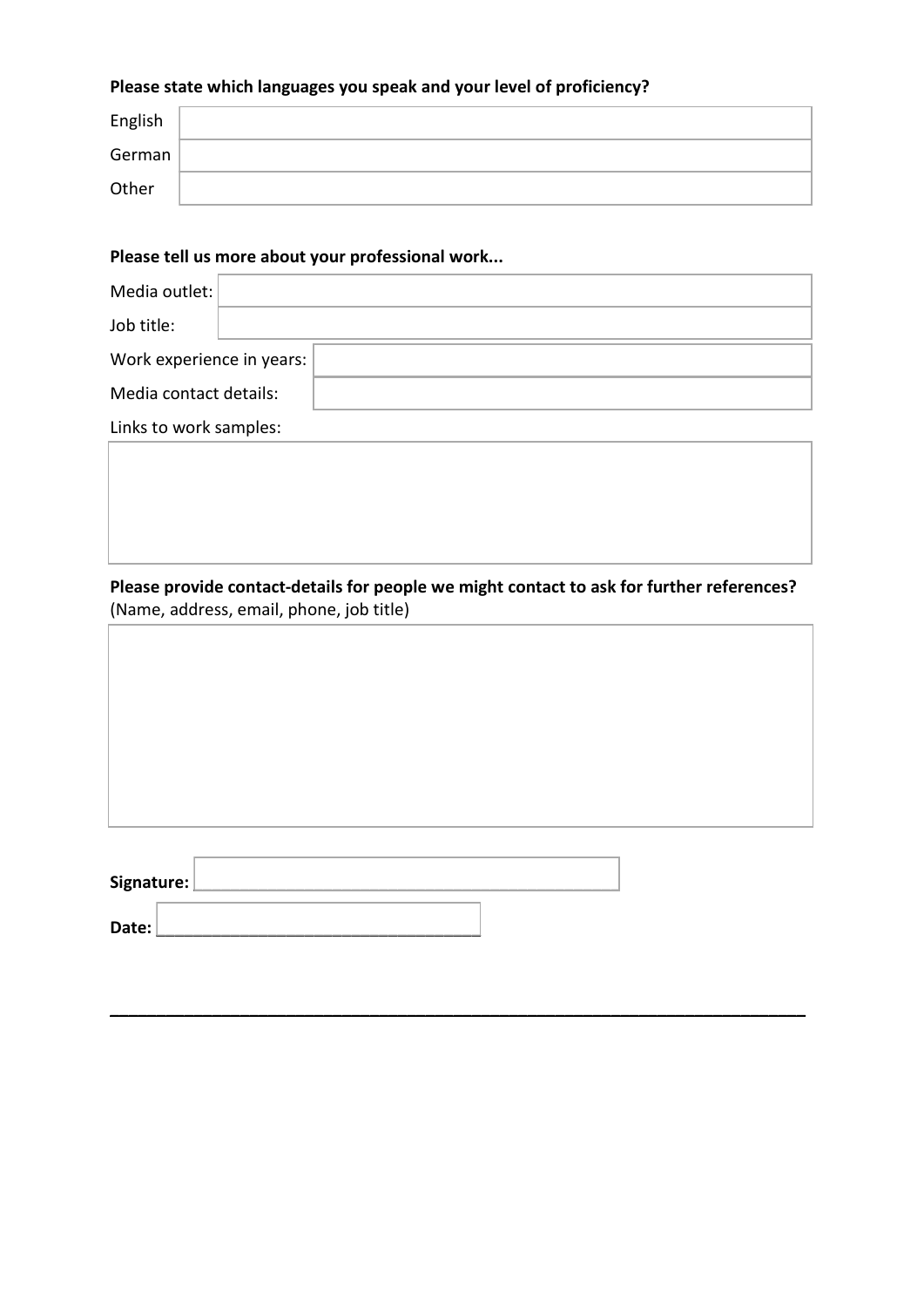**Please state which languages you speak and your level of proficiency?**

| | |
|---|---|
| English | |
| German | |
| Other | |

**Please tell us more about your professional work...**

| | |
|---|---|
| Media outlet: | |
| Job title: | |
| Work experience in years: | |
| Media contact details: | |

Links to work samples:

**Please provide contact-details for people we might contact to ask for further references?**
(Name, address, email, phone, job title)

**Signature:** ___________________________________________

**Date:** ______________________________

---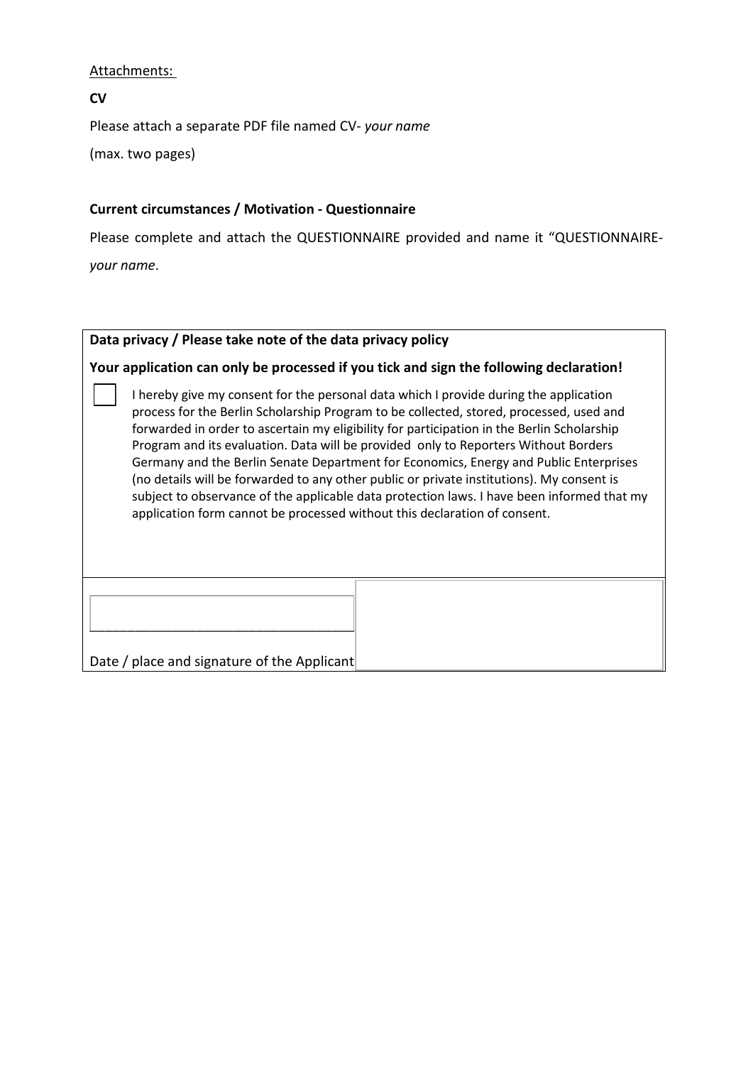Attachments:

**CV**

Please attach a separate PDF file named CV- *your name*

(max. two pages)

**Current circumstances / Motivation - Questionnaire**

Please complete and attach the QUESTIONNAIRE provided and name it "QUESTIONNAIRE- *your name*.

**Data privacy / Please take note of the data privacy policy**

**Your application can only be processed if you tick and sign the following declaration!**

☐ I hereby give my consent for the personal data which I provide during the application process for the Berlin Scholarship Program to be collected, stored, processed, used and forwarded in order to ascertain my eligibility for participation in the Berlin Scholarship Program and its evaluation. Data will be provided only to Reporters Without Borders Germany and the Berlin Senate Department for Economics, Energy and Public Enterprises (no details will be forwarded to any other public or private institutions). My consent is subject to observance of the applicable data protection laws. I have been informed that my application form cannot be processed without this declaration of consent.

| | |
|---|---|
| ________________________________ <br> Date / place and signature of the Applicant | |